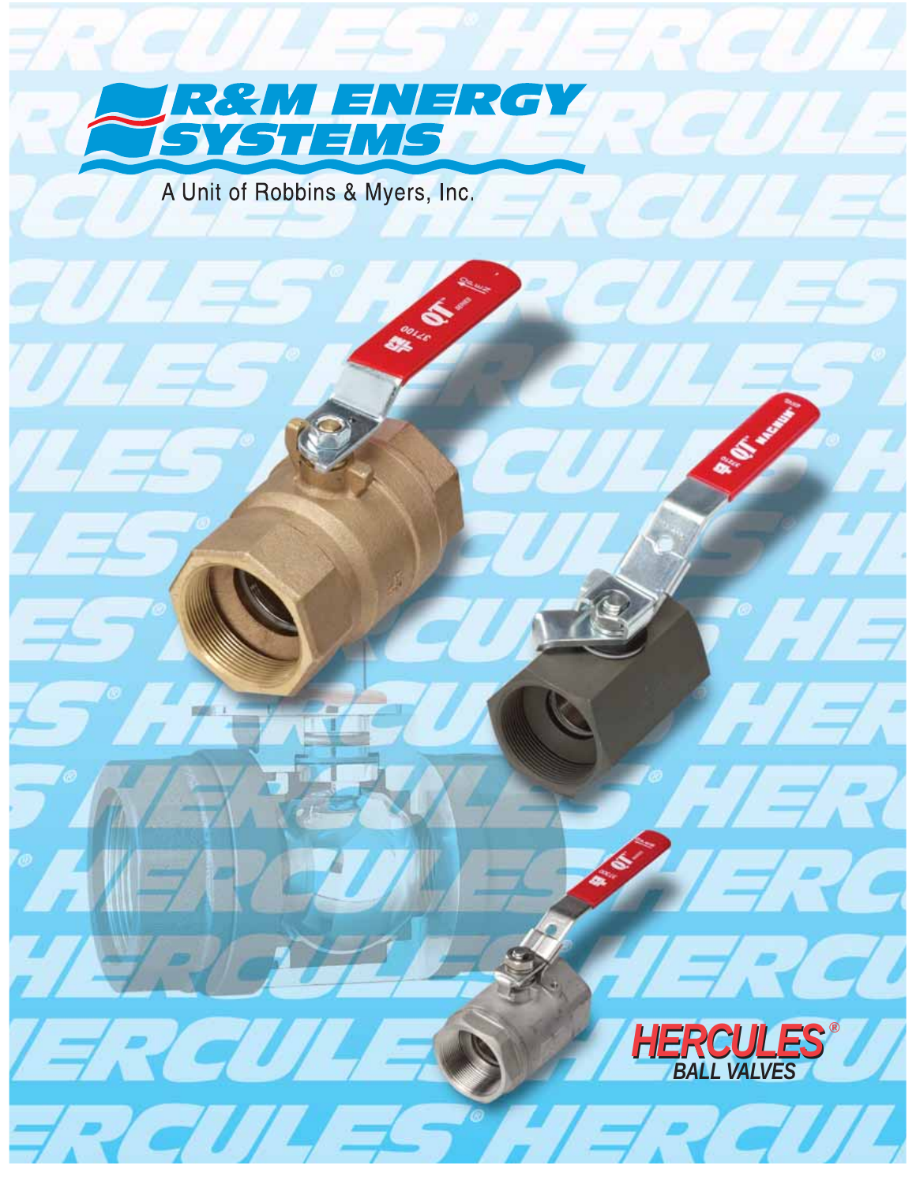# R&M ENERGY SYSTEMS

A Unit of Robbins & Myers, Inc.

## HERCULES®

### BALL VALVES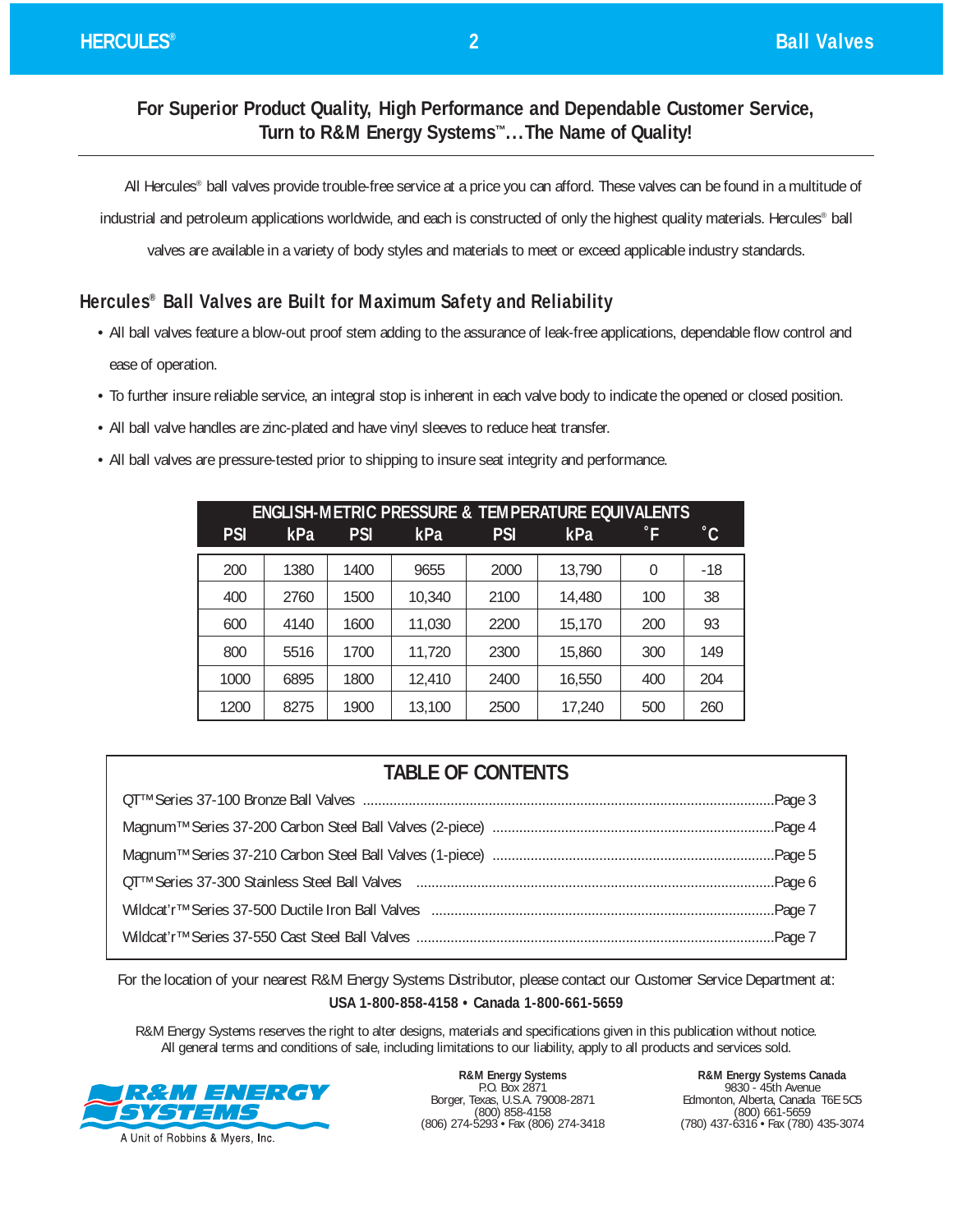## For Superior Product Quality, High Performance and Dependable Customer Service, Turn to R&M Energy Systems™…The Name of Quality!

All Hercules® ball valves provide trouble-free service at a price you can afford. These valves can be found in a multitude of industrial and petroleum applications worldwide, and each is constructed of only the highest quality materials. Hercules® ball valves are available in a variety of body styles and materials to meet or exceed applicable industry standards.

### Hercules® Ball Valves are Built for Maximum Safety and Reliability

- All ball valves feature a blow-out proof stem adding to the assurance of leak-free applications, dependable flow control and ease of operation.
- To further insure reliable service, an integral stop is inherent in each valve body to indicate the opened or closed position.
- All ball valve handles are zinc-plated and have vinyl sleeves to reduce heat transfer.
- All ball valves are pressure-tested prior to shipping to insure seat integrity and performance.

| ENGLISH-METRIC PRESSURE & TEMPERATURE EQUIVALENTS | | | | | | | |
|---|---|---|---|---|---|---|---|
| PSI | kPa | PSI | kPa | PSI | kPa | °F | °C |
| 200 | 1380 | 1400 | 9655 | 2000 | 13,790 | 0 | -18 |
| 400 | 2760 | 1500 | 10,340 | 2100 | 14,480 | 100 | 38 |
| 600 | 4140 | 1600 | 11,030 | 2200 | 15,170 | 200 | 93 |
| 800 | 5516 | 1700 | 11,720 | 2300 | 15,860 | 300 | 149 |
| 1000 | 6895 | 1800 | 12,410 | 2400 | 16,550 | 400 | 204 |
| 1200 | 8275 | 1900 | 13,100 | 2500 | 17,240 | 500 | 260 |

### TABLE OF CONTENTS

| | |
|---|---|
| QT™ Series 37-100 Bronze Ball Valves | Page 3 |
| Magnum™ Series 37-200 Carbon Steel Ball Valves (2-piece) | Page 4 |
| Magnum™ Series 37-210 Carbon Steel Ball Valves (1-piece) | Page 5 |
| QT™ Series 37-300 Stainless Steel Ball Valves | Page 6 |
| Wildcat'r™ Series 37-500 Ductile Iron Ball Valves | Page 7 |
| Wildcat'r™ Series 37-550 Cast Steel Ball Valves | Page 7 |

For the location of your nearest R&M Energy Systems Distributor, please contact our Customer Service Department at:

**USA 1-800-858-4158 • Canada 1-800-661-5659**

R&M Energy Systems reserves the right to alter designs, materials and specifications given in this publication without notice. All general terms and conditions of sale, including limitations to our liability, apply to all products and services sold.

R&M ENERGY SYSTEMS
A Unit of Robbins & Myers, Inc.

**R&M Energy Systems**
P.O. Box 2871
Borger, Texas, U.S.A. 79008-2871
(800) 858-4158
(806) 274-5293 • Fax (806) 274-3418

**R&M Energy Systems Canada**
9830 - 45th Avenue
Edmonton, Alberta, Canada T6E 5C5
(800) 661-5659
(780) 437-6316 • Fax (780) 435-3074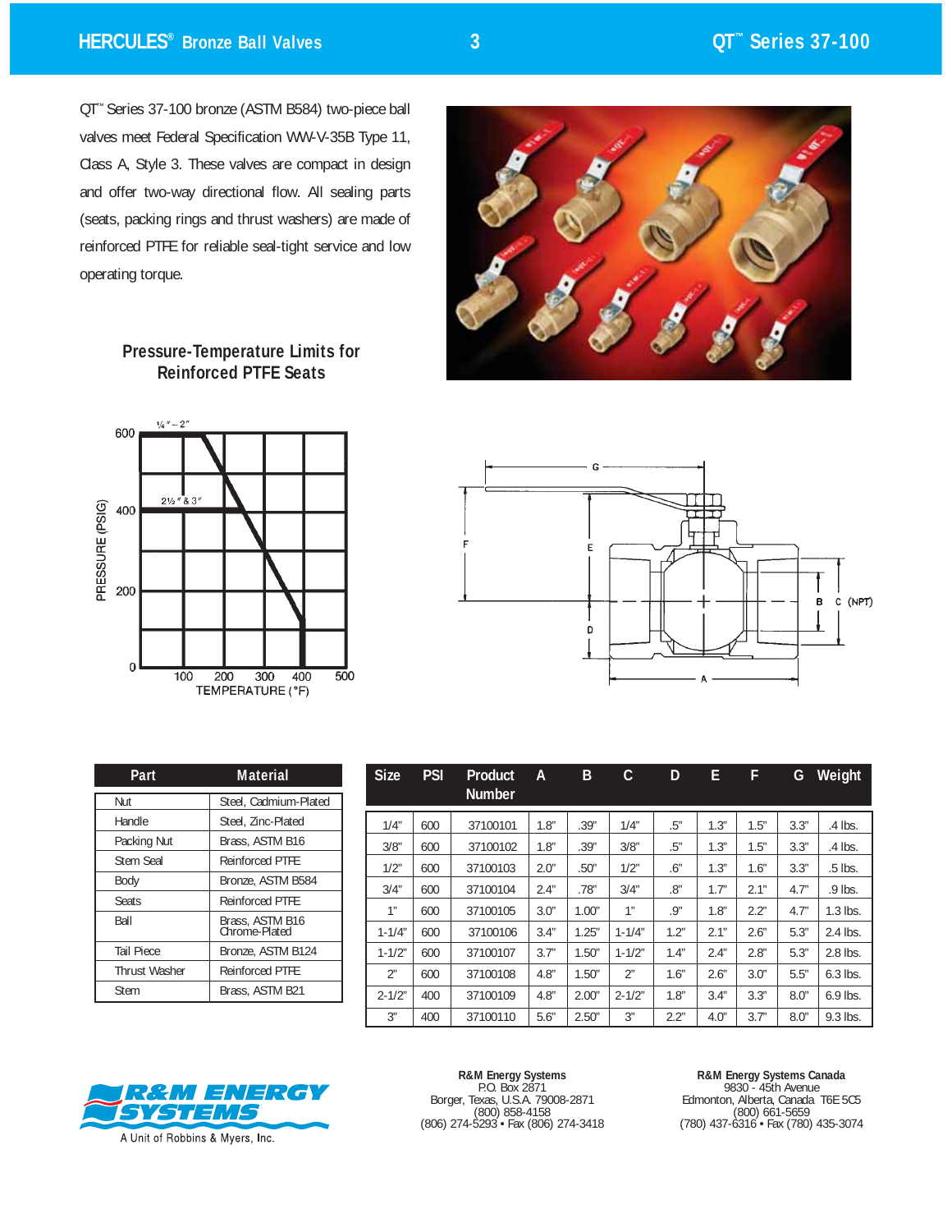QT™ Series 37-100 bronze (ASTM B584) two-piece ball valves meet Federal Specification WW-V-35B Type 11, Class A, Style 3. These valves are compact in design and offer two-way directional flow. All sealing parts (seats, packing rings and thrust washers) are made of reinforced PTFE for reliable seal-tight service and low operating torque.

## Pressure-Temperature Limits for Reinforced PTFE Seats

| Part | Material |
|---|---|
| Nut | Steel, Cadmium-Plated |
| Handle | Steel, Zinc-Plated |
| Packing Nut | Brass, ASTM B16 |
| Stem Seal | Reinforced PTFE |
| Body | Bronze, ASTM B584 |
| Seats | Reinforced PTFE |
| Ball | Brass, ASTM B16 Chrome-Plated |
| Tail Piece | Bronze, ASTM B124 |
| Thrust Washer | Reinforced PTFE |
| Stem | Brass, ASTM B21 |

| Size | PSI | Product Number | A | B | C | D | E | F | G | Weight |
|---|---|---|---|---|---|---|---|---|---|---|
| 1/4" | 600 | 37100101 | 1.8" | .39" | 1/4" | .5" | 1.3" | 1.5" | 3.3" | .4 lbs. |
| 3/8" | 600 | 37100102 | 1.8" | .39" | 3/8" | .5" | 1.3" | 1.5" | 3.3" | .4 lbs. |
| 1/2" | 600 | 37100103 | 2.0" | .50" | 1/2" | .6" | 1.3" | 1.6" | 3.3" | .5 lbs. |
| 3/4" | 600 | 37100104 | 2.4" | .78" | 3/4" | .8" | 1.7" | 2.1" | 4.7" | .9 lbs. |
| 1" | 600 | 37100105 | 3.0" | 1.00" | 1" | .9" | 1.8" | 2.2" | 4.7" | 1.3 lbs. |
| 1-1/4" | 600 | 37100106 | 3.4" | 1.25" | 1-1/4" | 1.2" | 2.1" | 2.6" | 5.3" | 2.4 lbs. |
| 1-1/2" | 600 | 37100107 | 3.7" | 1.50" | 1-1/2" | 1.4" | 2.4" | 2.8" | 5.3" | 2.8 lbs. |
| 2" | 600 | 37100108 | 4.8" | 1.50" | 2" | 1.6" | 2.6" | 3.0" | 5.5" | 6.3 lbs. |
| 2-1/2" | 400 | 37100109 | 4.8" | 2.00" | 2-1/2" | 1.8" | 3.4" | 3.3" | 8.0" | 6.9 lbs. |
| 3" | 400 | 37100110 | 5.6" | 2.50" | 3" | 2.2" | 4.0" | 3.7" | 8.0" | 9.3 lbs. |

R&M ENERGY SYSTEMS
A Unit of Robbins & Myers, Inc.

**R&M Energy Systems**
P.O. Box 2871
Borger, Texas, U.S.A. 79008-2871
(800) 858-4158
(806) 274-5293 • Fax (806) 274-3418

**R&M Energy Systems Canada**
9830 - 45th Avenue
Edmonton, Alberta, Canada T6E 5C5
(800) 661-5659
(780) 437-6316 • Fax (780) 435-3074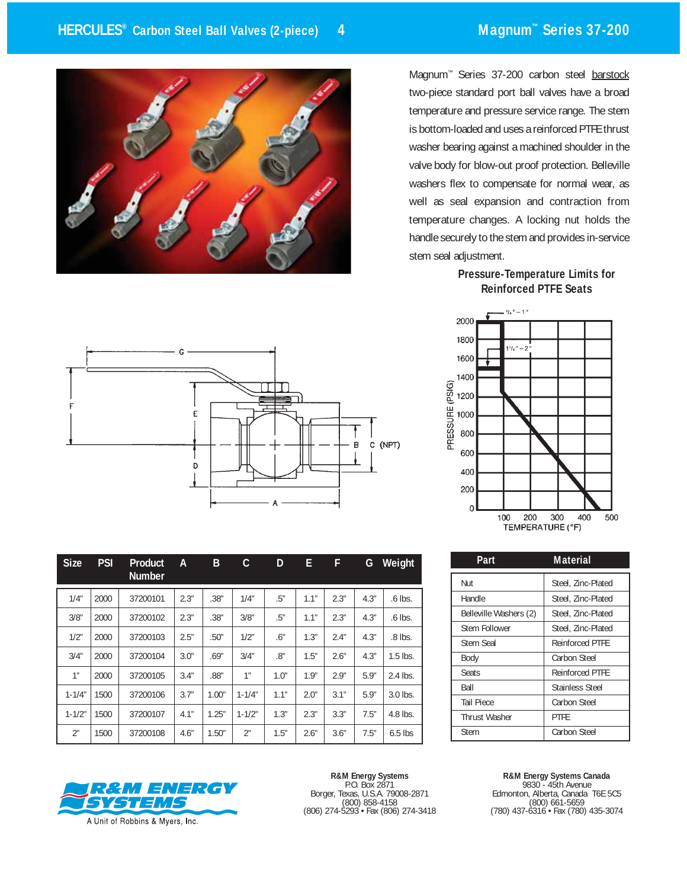# HERCULES® Carbon Steel Ball Valves (2-piece) — Magnum™ Series 37-200

Magnum™ Series 37-200 carbon steel barstock two-piece standard port ball valves have a broad temperature and pressure service range. The stem is bottom-loaded and uses a reinforced PTFE thrust washer bearing against a machined shoulder in the valve body for blow-out proof protection. Belleville washers flex to compensate for normal wear, as well as seal expansion and contraction from temperature changes. A locking nut holds the handle securely to the stem and provides in-service stem seal adjustment.

## Pressure-Temperature Limits for Reinforced PTFE Seats

| Size | PSI | Product Number | A | B | C | D | E | F | G | Weight |
|---|---|---|---|---|---|---|---|---|---|---|
| 1/4" | 2000 | 37200101 | 2.3" | .38" | 1/4" | .5" | 1.1" | 2.3" | 4.3" | .6 lbs. |
| 3/8" | 2000 | 37200102 | 2.3" | .38" | 3/8" | .5" | 1.1" | 2.3" | 4.3" | .6 lbs. |
| 1/2" | 2000 | 37200103 | 2.5" | .50" | 1/2" | .6" | 1.3" | 2.4" | 4.3" | .8 lbs. |
| 3/4" | 2000 | 37200104 | 3.0" | .69" | 3/4" | .8" | 1.5" | 2.6" | 4.3" | 1.5 lbs. |
| 1" | 2000 | 37200105 | 3.4" | .88" | 1" | 1.0" | 1.9" | 2.9" | 5.9" | 2.4 lbs. |
| 1-1/4" | 1500 | 37200106 | 3.7" | 1.00" | 1-1/4" | 1.1" | 2.0" | 3.1" | 5.9" | 3.0 lbs. |
| 1-1/2" | 1500 | 37200107 | 4.1" | 1.25" | 1-1/2" | 1.3" | 2.3" | 3.3" | 7.5" | 4.8 lbs. |
| 2" | 1500 | 37200108 | 4.6" | 1.50" | 2" | 1.5" | 2.6" | 3.6" | 7.5" | 6.5 lbs |

| Part | Material |
|---|---|
| Nut | Steel, Zinc-Plated |
| Handle | Steel, Zinc-Plated |
| Belleville Washers (2) | Steel, Zinc-Plated |
| Stem Follower | Steel, Zinc-Plated |
| Stem Seal | Reinforced PTFE |
| Body | Carbon Steel |
| Seats | Reinforced PTFE |
| Ball | Stainless Steel |
| Tail Piece | Carbon Steel |
| Thrust Washer | PTFE |
| Stem | Carbon Steel |

R&M ENERGY SYSTEMS
A Unit of Robbins & Myers, Inc.

**R&M Energy Systems**
P.O. Box 2871
Borger, Texas, U.S.A. 79008-2871
(800) 858-4158
(806) 274-5293 • Fax (806) 274-3418

**R&M Energy Systems Canada**
9830 - 45th Avenue
Edmonton, Alberta, Canada T6E 5C5
(800) 661-5659
(780) 437-6316 • Fax (780) 435-3074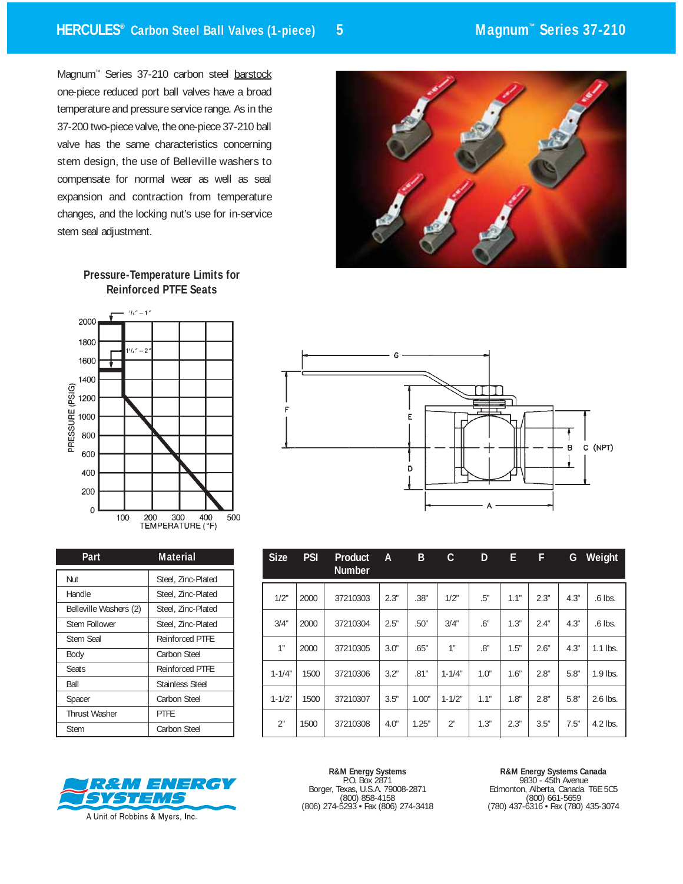# HERCULES® Carbon Steel Ball Valves (1-piece)

## Magnum™ Series 37-210

Magnum™ Series 37-210 carbon steel barstock one-piece reduced port ball valves have a broad temperature and pressure service range. As in the 37-200 two-piece valve, the one-piece 37-210 ball valve has the same characteristics concerning stem design, the use of Belleville washers to compensate for normal wear as well as seal expansion and contraction from temperature changes, and the locking nut's use for in-service stem seal adjustment.

### Pressure-Temperature Limits for Reinforced PTFE Seats

| Part | Material |
|---|---|
| Nut | Steel, Zinc-Plated |
| Handle | Steel, Zinc-Plated |
| Belleville Washers (2) | Steel, Zinc-Plated |
| Stem Follower | Steel, Zinc-Plated |
| Stem Seal | Reinforced PTFE |
| Body | Carbon Steel |
| Seats | Reinforced PTFE |
| Ball | Stainless Steel |
| Spacer | Carbon Steel |
| Thrust Washer | PTFE |
| Stem | Carbon Steel |

| Size | PSI | Product Number | A | B | C | D | E | F | G | Weight |
|---|---|---|---|---|---|---|---|---|---|---|
| 1/2" | 2000 | 37210303 | 2.3" | .38" | 1/2" | .5" | 1.1" | 2.3" | 4.3" | .6 lbs. |
| 3/4" | 2000 | 37210304 | 2.5" | .50" | 3/4" | .6" | 1.3" | 2.4" | 4.3" | .6 lbs. |
| 1" | 2000 | 37210305 | 3.0" | .65" | 1" | .8" | 1.5" | 2.6" | 4.3" | 1.1 lbs. |
| 1-1/4" | 1500 | 37210306 | 3.2" | .81" | 1-1/4" | 1.0" | 1.6" | 2.8" | 5.8" | 1.9 lbs. |
| 1-1/2" | 1500 | 37210307 | 3.5" | 1.00" | 1-1/2" | 1.1" | 1.8" | 2.8" | 5.8" | 2.6 lbs. |
| 2" | 1500 | 37210308 | 4.0" | 1.25" | 2" | 1.3" | 2.3" | 3.5" | 7.5" | 4.2 lbs. |

R&M ENERGY SYSTEMS
A Unit of Robbins & Myers, Inc.

**R&M Energy Systems**
P.O. Box 2871
Borger, Texas, U.S.A. 79008-2871
(800) 858-4158
(806) 274-5293 • Fax (806) 274-3418

**R&M Energy Systems Canada**
9830 - 45th Avenue
Edmonton, Alberta, Canada T6E 5C5
(800) 661-5659
(780) 437-6316 • Fax (780) 435-3074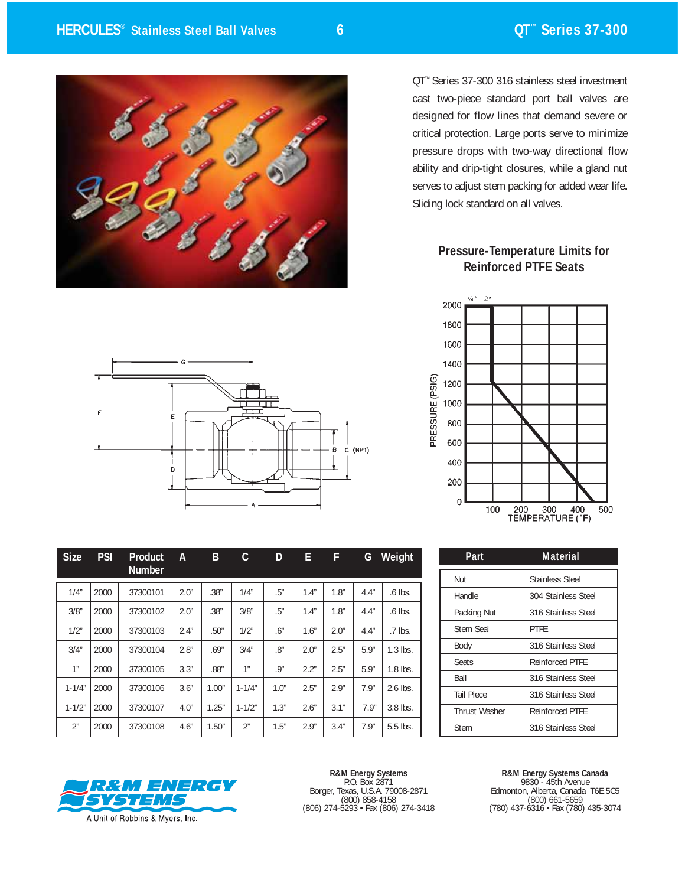QT™ Series 37-300 316 stainless steel investment cast two-piece standard port ball valves are designed for flow lines that demand severe or critical protection. Large ports serve to minimize pressure drops with two-way directional flow ability and drip-tight closures, while a gland nut serves to adjust stem packing for added wear life. Sliding lock standard on all valves.

### Pressure-Temperature Limits for Reinforced PTFE Seats

| Size | PSI | Product Number | A | B | C | D | E | F | G | Weight |
|---|---|---|---|---|---|---|---|---|---|---|
| 1/4" | 2000 | 37300101 | 2.0" | .38" | 1/4" | .5" | 1.4" | 1.8" | 4.4" | .6 lbs. |
| 3/8" | 2000 | 37300102 | 2.0" | .38" | 3/8" | .5" | 1.4" | 1.8" | 4.4" | .6 lbs. |
| 1/2" | 2000 | 37300103 | 2.4" | .50" | 1/2" | .6" | 1.6" | 2.0" | 4.4" | .7 lbs. |
| 3/4" | 2000 | 37300104 | 2.8" | .69" | 3/4" | .8" | 2.0" | 2.5" | 5.9" | 1.3 lbs. |
| 1" | 2000 | 37300105 | 3.3" | .88" | 1" | .9" | 2.2" | 2.5" | 5.9" | 1.8 lbs. |
| 1-1/4" | 2000 | 37300106 | 3.6" | 1.00" | 1-1/4" | 1.0" | 2.5" | 2.9" | 7.9" | 2.6 lbs. |
| 1-1/2" | 2000 | 37300107 | 4.0" | 1.25" | 1-1/2" | 1.3" | 2.6" | 3.1" | 7.9" | 3.8 lbs. |
| 2" | 2000 | 37300108 | 4.6" | 1.50" | 2" | 1.5" | 2.9" | 3.4" | 7.9" | 5.5 lbs. |

| Part | Material |
|---|---|
| Nut | Stainless Steel |
| Handle | 304 Stainless Steel |
| Packing Nut | 316 Stainless Steel |
| Stem Seal | PTFE |
| Body | 316 Stainless Steel |
| Seats | Reinforced PTFE |
| Ball | 316 Stainless Steel |
| Tail Piece | 316 Stainless Steel |
| Thrust Washer | Reinforced PTFE |
| Stem | 316 Stainless Steel |

R&M ENERGY SYSTEMS
A Unit of Robbins & Myers, Inc.

**R&M Energy Systems**
P.O. Box 2871
Borger, Texas, U.S.A. 79008-2871
(800) 858-4158
(806) 274-5293 • Fax (806) 274-3418

**R&M Energy Systems Canada**
9830 - 45th Avenue
Edmonton, Alberta, Canada T6E 5C5
(800) 661-5659
(780) 437-6316 • Fax (780) 435-3074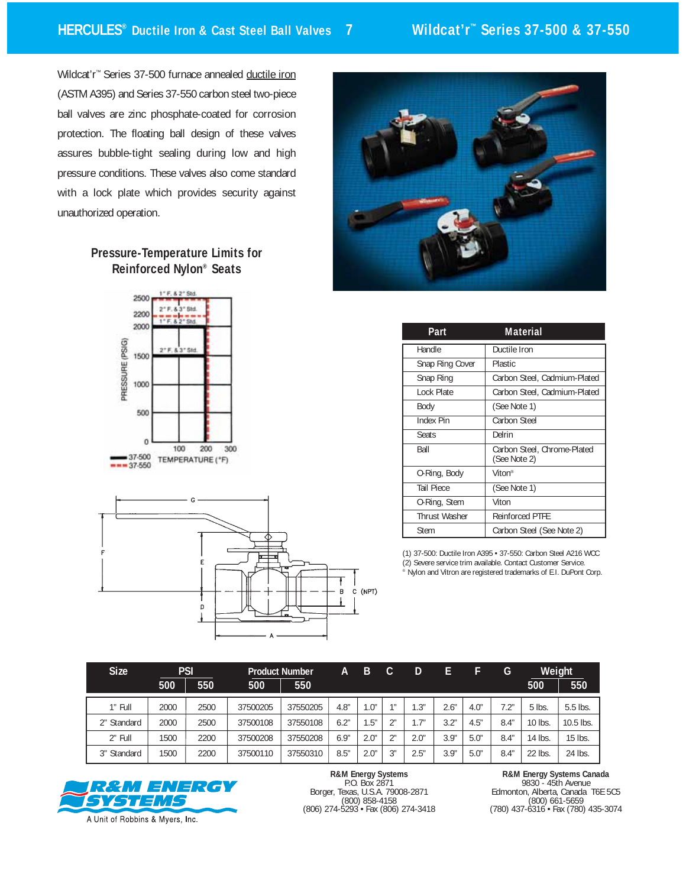Wildcat'r™ Series 37-500 furnace annealed ductile iron (ASTM A395) and Series 37-550 carbon steel two-piece ball valves are zinc phosphate-coated for corrosion protection. The floating ball design of these valves assures bubble-tight sealing during low and high pressure conditions. These valves also come standard with a lock plate which provides security against unauthorized operation.

## Pressure-Temperature Limits for Reinforced Nylon® Seats

| Part | Material |
|---|---|
| Handle | Ductile Iron |
| Snap Ring Cover | Plastic |
| Snap Ring | Carbon Steel, Cadmium-Plated |
| Lock Plate | Carbon Steel, Cadmium-Plated |
| Body | (See Note 1) |
| Index Pin | Carbon Steel |
| Seats | Delrin |
| Ball | Carbon Steel, Chrome-Plated (See Note 2) |
| O-Ring, Body | Viton® |
| Tail Piece | (See Note 1) |
| O-Ring, Stem | Viton |
| Thrust Washer | Reinforced PTFE |
| Stem | Carbon Steel (See Note 2) |

(1) 37-500: Ductile Iron A395 • 37-550: Carbon Steel A216 WCC
(2) Severe service trim available. Contact Customer Service.
® Nylon and Vitron are registered trademarks of E.I. DuPont Corp.

| Size | PSI | | Product Number | | A | B | C | D | E | F | G | Weight | |
|---|---|---|---|---|---|---|---|---|---|---|---|---|---|
| | 500 | 550 | 500 | 550 | | | | | | | | 500 | 550 |
| 1" Full | 2000 | 2500 | 37500205 | 37550205 | 4.8" | 1.0" | 1" | 1.3" | 2.6" | 4.0" | 7.2" | 5 lbs. | 5.5 lbs. |
| 2" Standard | 2000 | 2500 | 37500108 | 37550108 | 6.2" | 1.5" | 2" | 1.7" | 3.2" | 4.5" | 8.4" | 10 lbs. | 10.5 lbs. |
| 2" Full | 1500 | 2200 | 37500208 | 37550208 | 6.9" | 2.0" | 2" | 2.0" | 3.9" | 5.0" | 8.4" | 14 lbs. | 15 lbs. |
| 3" Standard | 1500 | 2200 | 37500110 | 37550310 | 8.5" | 2.0" | 3" | 2.5" | 3.9" | 5.0" | 8.4" | 22 lbs. | 24 lbs. |

**R&M ENERGY SYSTEMS**
A Unit of Robbins & Myers, Inc.

**R&M Energy Systems**
P.O. Box 2871
Borger, Texas, U.S.A. 79008-2871
(800) 858-4158
(806) 274-5293 • Fax (806) 274-3418

**R&M Energy Systems Canada**
9830 - 45th Avenue
Edmonton, Alberta, Canada T6E 5C5
(800) 661-5659
(780) 437-6316 • Fax (780) 435-3074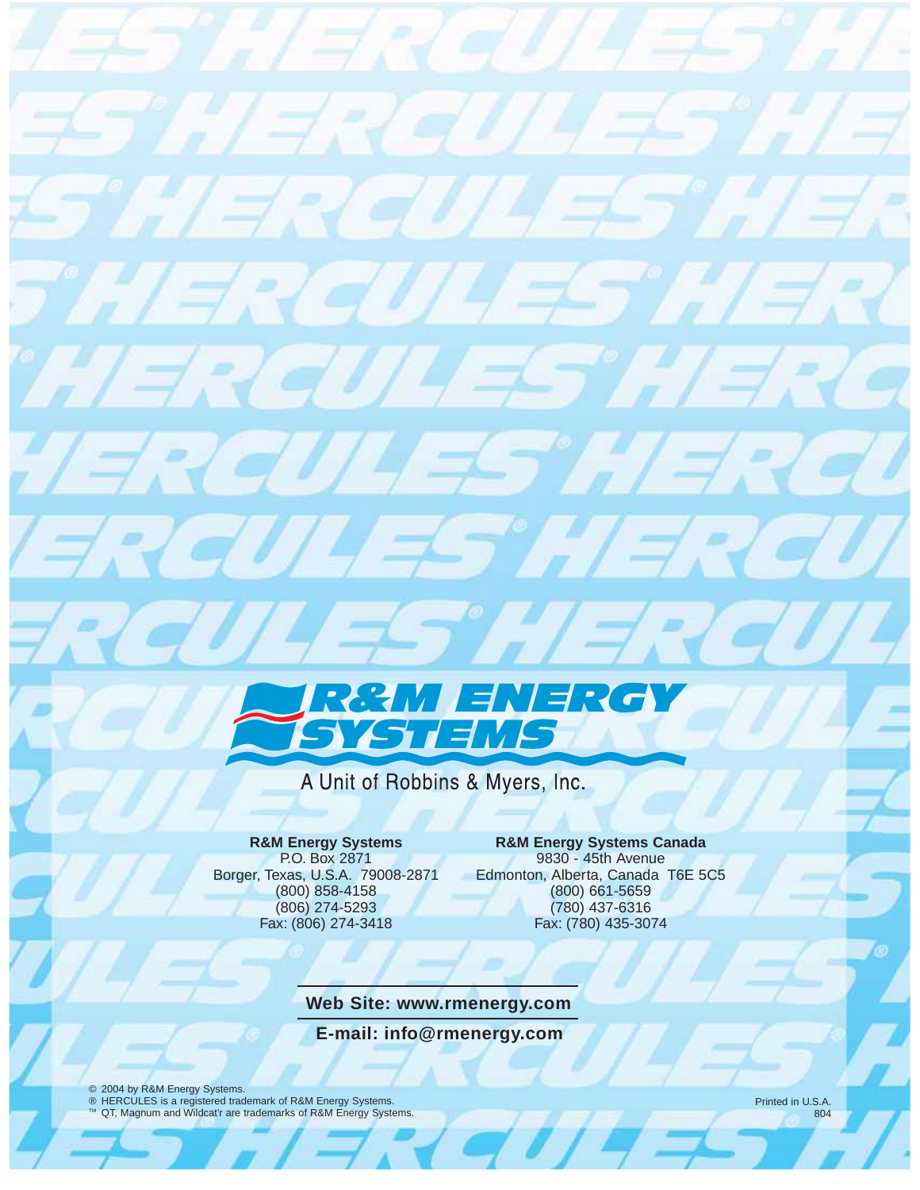**R&M ENERGY SYSTEMS**

A Unit of Robbins & Myers, Inc.

**R&M Energy Systems**
P.O. Box 2871
Borger, Texas, U.S.A. 79008-2871
(800) 858-4158
(806) 274-5293
Fax: (806) 274-3418

**R&M Energy Systems Canada**
9830 - 45th Avenue
Edmonton, Alberta, Canada T6E 5C5
(800) 661-5659
(780) 437-6316
Fax: (780) 435-3074

**Web Site: www.rmenergy.com**

**E-mail: info@rmenergy.com**

© 2004 by R&M Energy Systems.
® HERCULES is a registered trademark of R&M Energy Systems.
™ QT, Magnum and Wildcat'r are trademarks of R&M Energy Systems.

Printed in U.S.A.
804